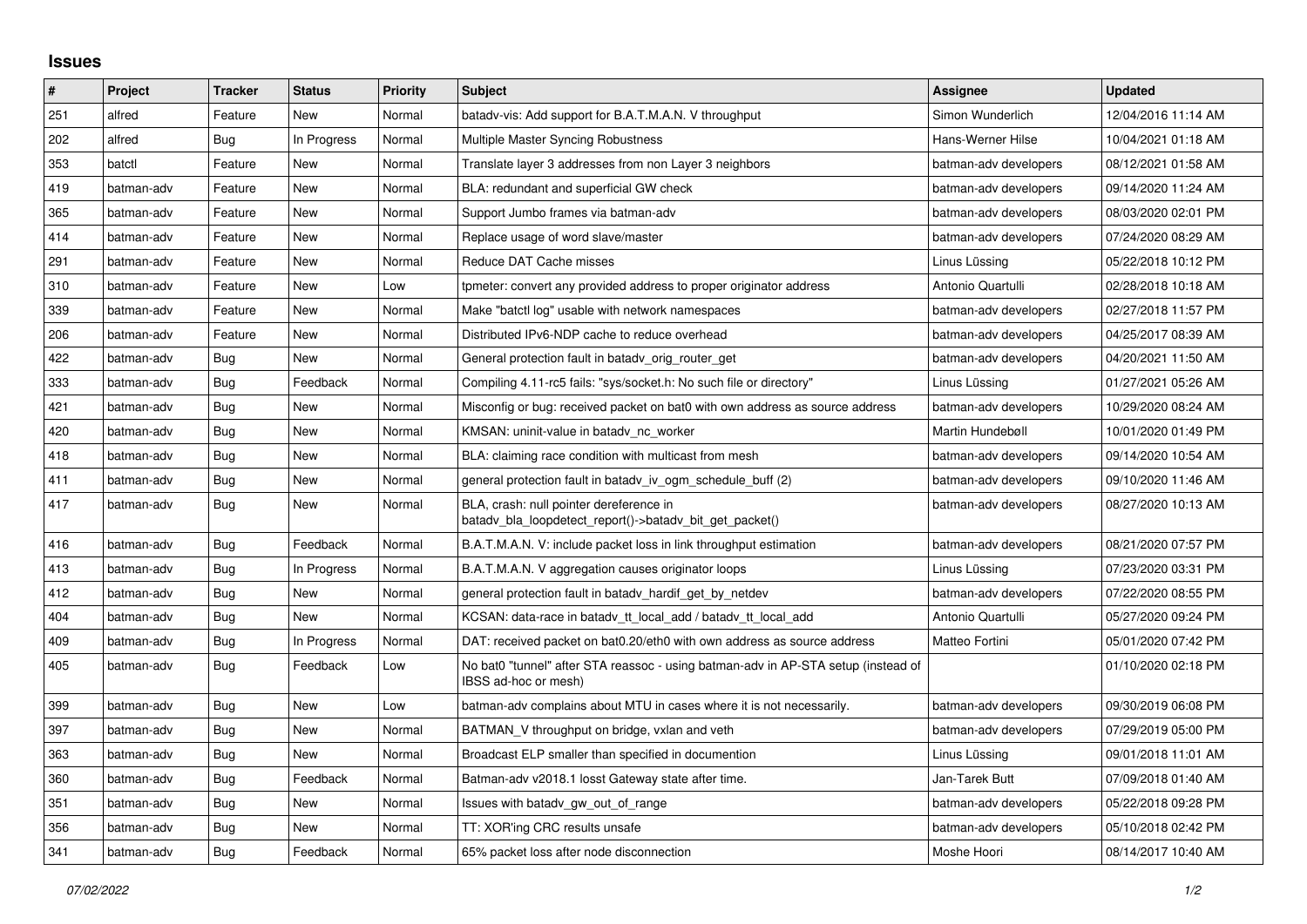## Issues

| # | Project | Tracker | Status | Priority | Subject | Assignee | Updated |
|---|---|---|---|---|---|---|---|
| 251 | alfred | Feature | New | Normal | batadv-vis: Add support for B.A.T.M.A.N. V throughput | Simon Wunderlich | 12/04/2016 11:14 AM |
| 202 | alfred | Bug | In Progress | Normal | Multiple Master Syncing Robustness | Hans-Werner Hilse | 10/04/2021 01:18 AM |
| 353 | batctl | Feature | New | Normal | Translate layer 3 addresses from non Layer 3 neighbors | batman-adv developers | 08/12/2021 01:58 AM |
| 419 | batman-adv | Feature | New | Normal | BLA: redundant and superficial GW check | batman-adv developers | 09/14/2020 11:24 AM |
| 365 | batman-adv | Feature | New | Normal | Support Jumbo frames via batman-adv | batman-adv developers | 08/03/2020 02:01 PM |
| 414 | batman-adv | Feature | New | Normal | Replace usage of word slave/master | batman-adv developers | 07/24/2020 08:29 AM |
| 291 | batman-adv | Feature | New | Normal | Reduce DAT Cache misses | Linus Lüssing | 05/22/2018 10:12 PM |
| 310 | batman-adv | Feature | New | Low | tpmeter: convert any provided address to proper originator address | Antonio Quartulli | 02/28/2018 10:18 AM |
| 339 | batman-adv | Feature | New | Normal | Make "batctl log" usable with network namespaces | batman-adv developers | 02/27/2018 11:57 PM |
| 206 | batman-adv | Feature | New | Normal | Distributed IPv6-NDP cache to reduce overhead | batman-adv developers | 04/25/2017 08:39 AM |
| 422 | batman-adv | Bug | New | Normal | General protection fault in batadv_orig_router_get | batman-adv developers | 04/20/2021 11:50 AM |
| 333 | batman-adv | Bug | Feedback | Normal | Compiling 4.11-rc5 fails: "sys/socket.h: No such file or directory" | Linus Lüssing | 01/27/2021 05:26 AM |
| 421 | batman-adv | Bug | New | Normal | Misconfig or bug: received packet on bat0 with own address as source address | batman-adv developers | 10/29/2020 08:24 AM |
| 420 | batman-adv | Bug | New | Normal | KMSAN: uninit-value in batadv_nc_worker | Martin Hundebøll | 10/01/2020 01:49 PM |
| 418 | batman-adv | Bug | New | Normal | BLA: claiming race condition with multicast from mesh | batman-adv developers | 09/14/2020 10:54 AM |
| 411 | batman-adv | Bug | New | Normal | general protection fault in batadv_iv_ogm_schedule_buff (2) | batman-adv developers | 09/10/2020 11:46 AM |
| 417 | batman-adv | Bug | New | Normal | BLA, crash: null pointer dereference in batadv_bla_loopdetect_report()->batadv_bit_get_packet() | batman-adv developers | 08/27/2020 10:13 AM |
| 416 | batman-adv | Bug | Feedback | Normal | B.A.T.M.A.N. V: include packet loss in link throughput estimation | batman-adv developers | 08/21/2020 07:57 PM |
| 413 | batman-adv | Bug | In Progress | Normal | B.A.T.M.A.N. V aggregation causes originator loops | Linus Lüssing | 07/23/2020 03:31 PM |
| 412 | batman-adv | Bug | New | Normal | general protection fault in batadv_hardif_get_by_netdev | batman-adv developers | 07/22/2020 08:55 PM |
| 404 | batman-adv | Bug | New | Normal | KCSAN: data-race in batadv_tt_local_add / batadv_tt_local_add | Antonio Quartulli | 05/27/2020 09:24 PM |
| 409 | batman-adv | Bug | In Progress | Normal | DAT: received packet on bat0.20/eth0 with own address as source address | Matteo Fortini | 05/01/2020 07:42 PM |
| 405 | batman-adv | Bug | Feedback | Low | No bat0 "tunnel" after STA reassoc - using batman-adv in AP-STA setup (instead of IBSS ad-hoc or mesh) | | 01/10/2020 02:18 PM |
| 399 | batman-adv | Bug | New | Low | batman-adv complains about MTU in cases where it is not necessarily. | batman-adv developers | 09/30/2019 06:08 PM |
| 397 | batman-adv | Bug | New | Normal | BATMAN_V throughput on bridge, vxlan and veth | batman-adv developers | 07/29/2019 05:00 PM |
| 363 | batman-adv | Bug | New | Normal | Broadcast ELP smaller than specified in documention | Linus Lüssing | 09/01/2018 11:01 AM |
| 360 | batman-adv | Bug | Feedback | Normal | Batman-adv v2018.1 losst Gateway state after time. | Jan-Tarek Butt | 07/09/2018 01:40 AM |
| 351 | batman-adv | Bug | New | Normal | Issues with batadv_gw_out_of_range | batman-adv developers | 05/22/2018 09:28 PM |
| 356 | batman-adv | Bug | New | Normal | TT: XOR'ing CRC results unsafe | batman-adv developers | 05/10/2018 02:42 PM |
| 341 | batman-adv | Bug | Feedback | Normal | 65% packet loss after node disconnection | Moshe Hoori | 08/14/2017 10:40 AM |

*07/02/2022*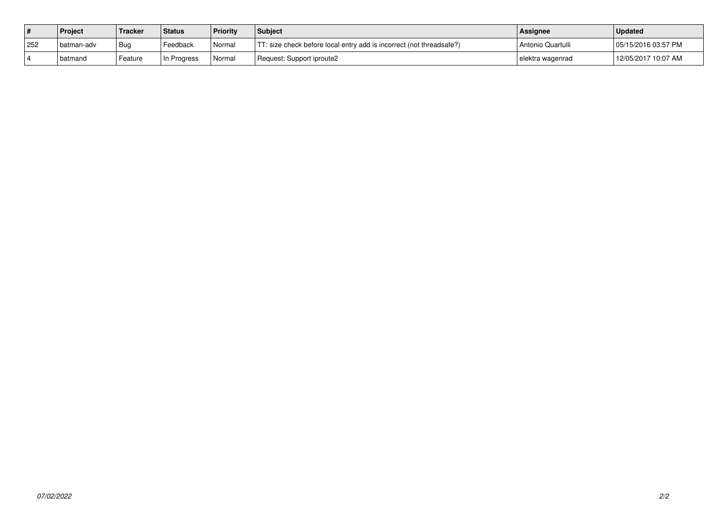| # | Project | Tracker | Status | Priority | Subject | Assignee | Updated |
|---|---|---|---|---|---|---|---|
| 252 | batman-adv | Bug | Feedback | Normal | TT: size check before local entry add is incorrect (not threadsafe?) | Antonio Quartulli | 05/15/2016 03:57 PM |
| 4 | batmand | Feature | In Progress | Normal | Request: Support iproute2 | elektra wagenrad | 12/05/2017 10:07 AM |